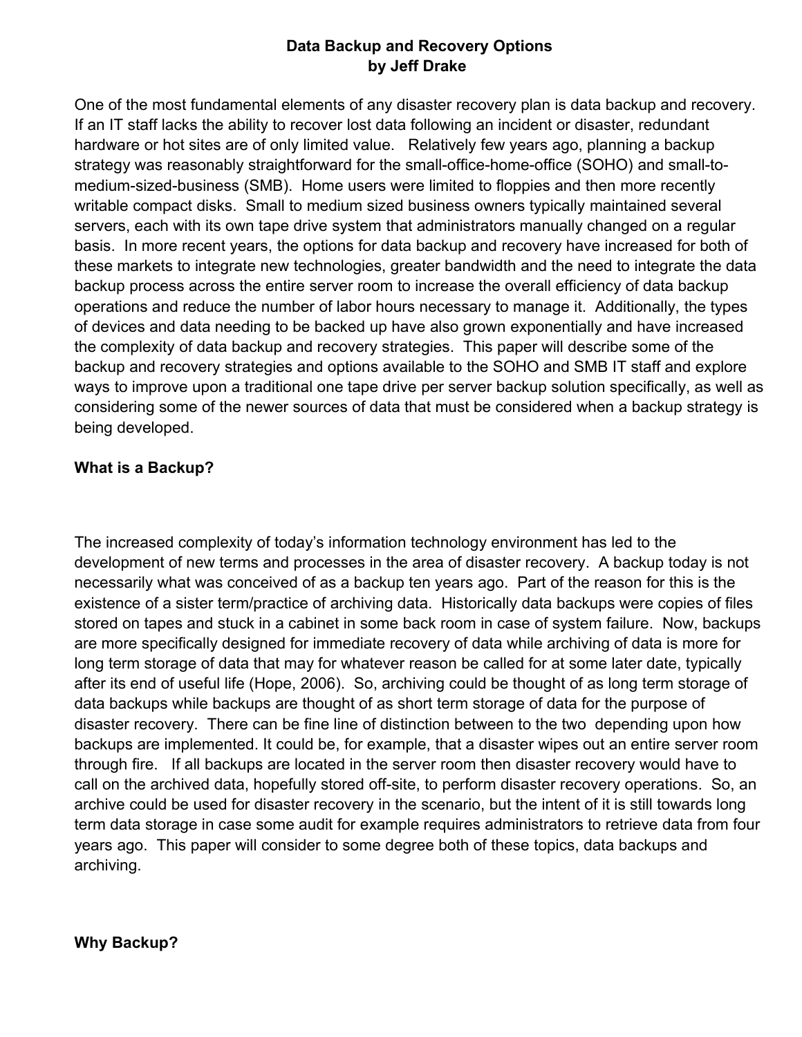# Data Backup and Recovery Options
## by Jeff Drake

One of the most fundamental elements of any disaster recovery plan is data backup and recovery. If an IT staff lacks the ability to recover lost data following an incident or disaster, redundant hardware or hot sites are of only limited value. Relatively few years ago, planning a backup strategy was reasonably straightforward for the small-office-home-office (SOHO) and small-to-medium-sized-business (SMB). Home users were limited to floppies and then more recently writable compact disks. Small to medium sized business owners typically maintained several servers, each with its own tape drive system that administrators manually changed on a regular basis. In more recent years, the options for data backup and recovery have increased for both of these markets to integrate new technologies, greater bandwidth and the need to integrate the data backup process across the entire server room to increase the overall efficiency of data backup operations and reduce the number of labor hours necessary to manage it. Additionally, the types of devices and data needing to be backed up have also grown exponentially and have increased the complexity of data backup and recovery strategies. This paper will describe some of the backup and recovery strategies and options available to the SOHO and SMB IT staff and explore ways to improve upon a traditional one tape drive per server backup solution specifically, as well as considering some of the newer sources of data that must be considered when a backup strategy is being developed.

**What is a Backup?**

The increased complexity of today's information technology environment has led to the development of new terms and processes in the area of disaster recovery. A backup today is not necessarily what was conceived of as a backup ten years ago. Part of the reason for this is the existence of a sister term/practice of archiving data. Historically data backups were copies of files stored on tapes and stuck in a cabinet in some back room in case of system failure. Now, backups are more specifically designed for immediate recovery of data while archiving of data is more for long term storage of data that may for whatever reason be called for at some later date, typically after its end of useful life (Hope, 2006). So, archiving could be thought of as long term storage of data backups while backups are thought of as short term storage of data for the purpose of disaster recovery. There can be fine line of distinction between to the two depending upon how backups are implemented. It could be, for example, that a disaster wipes out an entire server room through fire. If all backups are located in the server room then disaster recovery would have to call on the archived data, hopefully stored off-site, to perform disaster recovery operations. So, an archive could be used for disaster recovery in the scenario, but the intent of it is still towards long term data storage in case some audit for example requires administrators to retrieve data from four years ago. This paper will consider to some degree both of these topics, data backups and archiving.

**Why Backup?**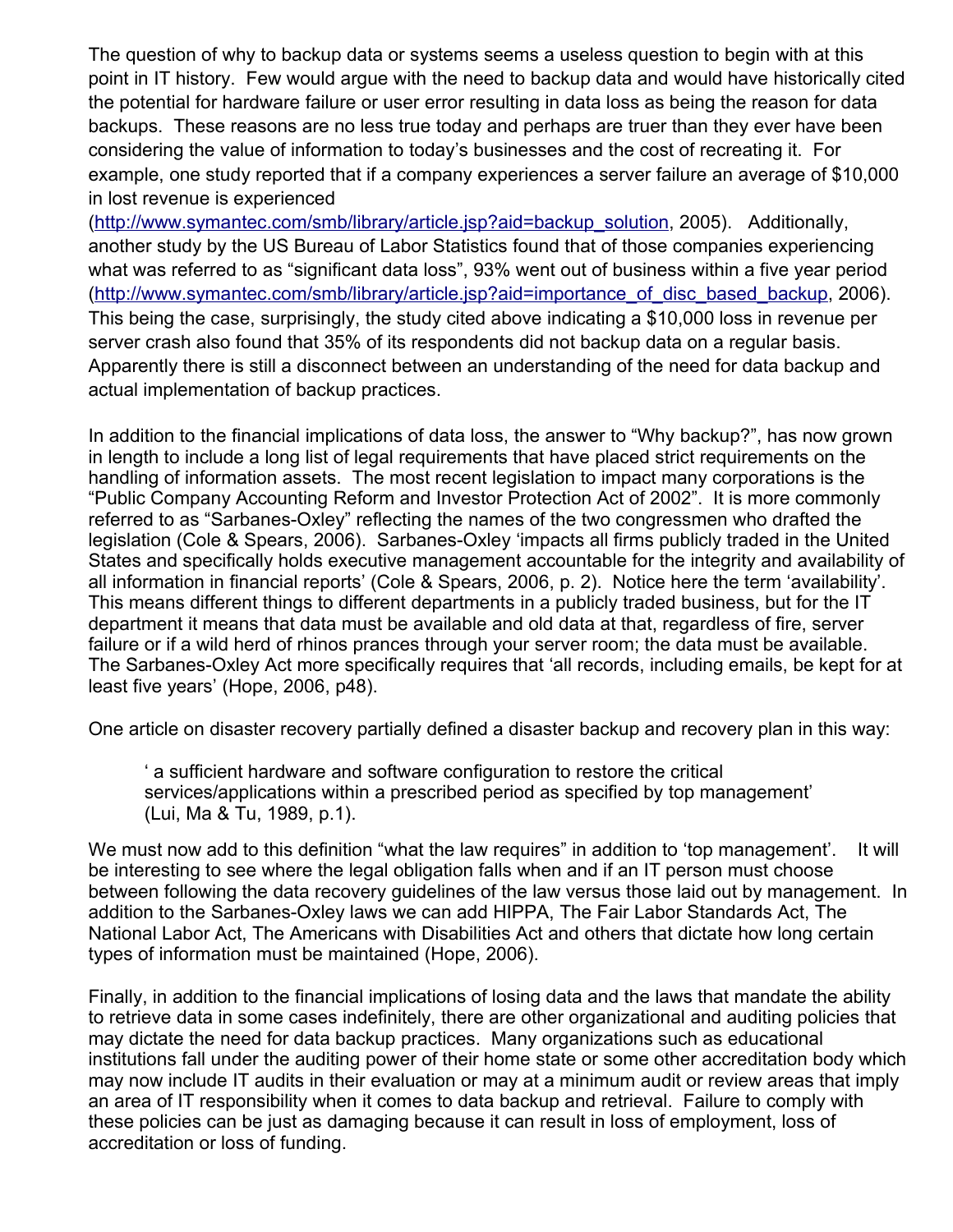The question of why to backup data or systems seems a useless question to begin with at this point in IT history. Few would argue with the need to backup data and would have historically cited the potential for hardware failure or user error resulting in data loss as being the reason for data backups. These reasons are no less true today and perhaps are truer than they ever have been considering the value of information to today's businesses and the cost of recreating it. For example, one study reported that if a company experiences a server failure an average of $10,000 in lost revenue is experienced (http://www.symantec.com/smb/library/article.jsp?aid=backup_solution, 2005). Additionally, another study by the US Bureau of Labor Statistics found that of those companies experiencing what was referred to as "significant data loss", 93% went out of business within a five year period (http://www.symantec.com/smb/library/article.jsp?aid=importance_of_disc_based_backup, 2006). This being the case, surprisingly, the study cited above indicating a $10,000 loss in revenue per server crash also found that 35% of its respondents did not backup data on a regular basis. Apparently there is still a disconnect between an understanding of the need for data backup and actual implementation of backup practices.

In addition to the financial implications of data loss, the answer to "Why backup?", has now grown in length to include a long list of legal requirements that have placed strict requirements on the handling of information assets. The most recent legislation to impact many corporations is the "Public Company Accounting Reform and Investor Protection Act of 2002". It is more commonly referred to as "Sarbanes-Oxley" reflecting the names of the two congressmen who drafted the legislation (Cole & Spears, 2006). Sarbanes-Oxley 'impacts all firms publicly traded in the United States and specifically holds executive management accountable for the integrity and availability of all information in financial reports' (Cole & Spears, 2006, p. 2). Notice here the term 'availability'. This means different things to different departments in a publicly traded business, but for the IT department it means that data must be available and old data at that, regardless of fire, server failure or if a wild herd of rhinos prances through your server room; the data must be available. The Sarbanes-Oxley Act more specifically requires that 'all records, including emails, be kept for at least five years' (Hope, 2006, p48).

One article on disaster recovery partially defined a disaster backup and recovery plan in this way:

> ' a sufficient hardware and software configuration to restore the critical services/applications within a prescribed period as specified by top management' (Lui, Ma & Tu, 1989, p.1).

We must now add to this definition "what the law requires" in addition to 'top management'. It will be interesting to see where the legal obligation falls when and if an IT person must choose between following the data recovery guidelines of the law versus those laid out by management. In addition to the Sarbanes-Oxley laws we can add HIPPA, The Fair Labor Standards Act, The National Labor Act, The Americans with Disabilities Act and others that dictate how long certain types of information must be maintained (Hope, 2006).

Finally, in addition to the financial implications of losing data and the laws that mandate the ability to retrieve data in some cases indefinitely, there are other organizational and auditing policies that may dictate the need for data backup practices. Many organizations such as educational institutions fall under the auditing power of their home state or some other accreditation body which may now include IT audits in their evaluation or may at a minimum audit or review areas that imply an area of IT responsibility when it comes to data backup and retrieval. Failure to comply with these policies can be just as damaging because it can result in loss of employment, loss of accreditation or loss of funding.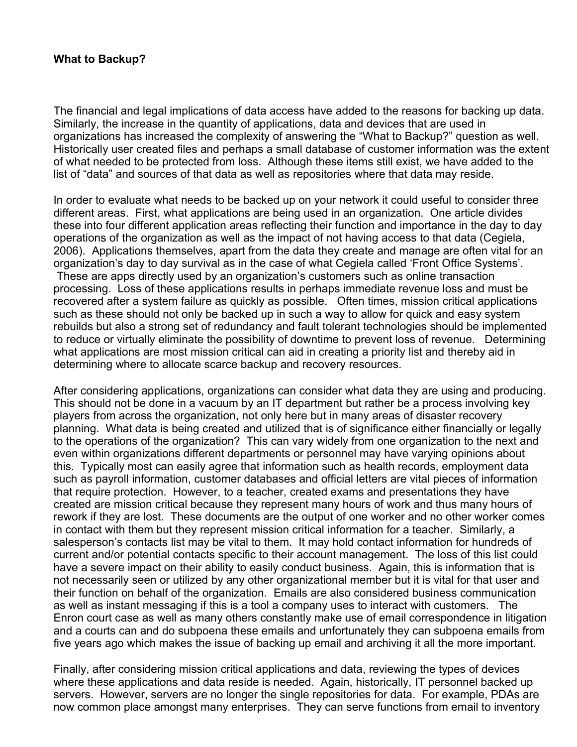**What to Backup?**

The financial and legal implications of data access have added to the reasons for backing up data. Similarly, the increase in the quantity of applications, data and devices that are used in organizations has increased the complexity of answering the "What to Backup?" question as well. Historically user created files and perhaps a small database of customer information was the extent of what needed to be protected from loss. Although these items still exist, we have added to the list of "data" and sources of that data as well as repositories where that data may reside.

In order to evaluate what needs to be backed up on your network it could useful to consider three different areas. First, what applications are being used in an organization. One article divides these into four different application areas reflecting their function and importance in the day to day operations of the organization as well as the impact of not having access to that data (Cegiela, 2006). Applications themselves, apart from the data they create and manage are often vital for an organization's day to day survival as in the case of what Cegiela called 'Front Office Systems'. These are apps directly used by an organization's customers such as online transaction processing. Loss of these applications results in perhaps immediate revenue loss and must be recovered after a system failure as quickly as possible. Often times, mission critical applications such as these should not only be backed up in such a way to allow for quick and easy system rebuilds but also a strong set of redundancy and fault tolerant technologies should be implemented to reduce or virtually eliminate the possibility of downtime to prevent loss of revenue. Determining what applications are most mission critical can aid in creating a priority list and thereby aid in determining where to allocate scarce backup and recovery resources.

After considering applications, organizations can consider what data they are using and producing. This should not be done in a vacuum by an IT department but rather be a process involving key players from across the organization, not only here but in many areas of disaster recovery planning. What data is being created and utilized that is of significance either financially or legally to the operations of the organization? This can vary widely from one organization to the next and even within organizations different departments or personnel may have varying opinions about this. Typically most can easily agree that information such as health records, employment data such as payroll information, customer databases and official letters are vital pieces of information that require protection. However, to a teacher, created exams and presentations they have created are mission critical because they represent many hours of work and thus many hours of rework if they are lost. These documents are the output of one worker and no other worker comes in contact with them but they represent mission critical information for a teacher. Similarly, a salesperson's contacts list may be vital to them. It may hold contact information for hundreds of current and/or potential contacts specific to their account management. The loss of this list could have a severe impact on their ability to easily conduct business. Again, this is information that is not necessarily seen or utilized by any other organizational member but it is vital for that user and their function on behalf of the organization. Emails are also considered business communication as well as instant messaging if this is a tool a company uses to interact with customers. The Enron court case as well as many others constantly make use of email correspondence in litigation and a courts can and do subpoena these emails and unfortunately they can subpoena emails from five years ago which makes the issue of backing up email and archiving it all the more important.

Finally, after considering mission critical applications and data, reviewing the types of devices where these applications and data reside is needed. Again, historically, IT personnel backed up servers. However, servers are no longer the single repositories for data. For example, PDAs are now common place amongst many enterprises. They can serve functions from email to inventory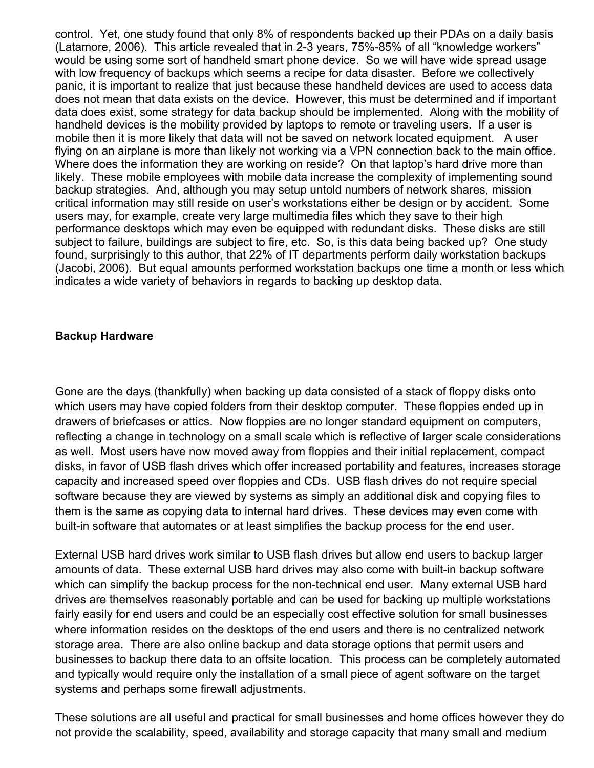control. Yet, one study found that only 8% of respondents backed up their PDAs on a daily basis (Latamore, 2006). This article revealed that in 2-3 years, 75%-85% of all “knowledge workers” would be using some sort of handheld smart phone device. So we will have wide spread usage with low frequency of backups which seems a recipe for data disaster. Before we collectively panic, it is important to realize that just because these handheld devices are used to access data does not mean that data exists on the device. However, this must be determined and if important data does exist, some strategy for data backup should be implemented. Along with the mobility of handheld devices is the mobility provided by laptops to remote or traveling users. If a user is mobile then it is more likely that data will not be saved on network located equipment. A user flying on an airplane is more than likely not working via a VPN connection back to the main office. Where does the information they are working on reside? On that laptop’s hard drive more than likely. These mobile employees with mobile data increase the complexity of implementing sound backup strategies. And, although you may setup untold numbers of network shares, mission critical information may still reside on user’s workstations either be design or by accident. Some users may, for example, create very large multimedia files which they save to their high performance desktops which may even be equipped with redundant disks. These disks are still subject to failure, buildings are subject to fire, etc. So, is this data being backed up? One study found, surprisingly to this author, that 22% of IT departments perform daily workstation backups (Jacobi, 2006). But equal amounts performed workstation backups one time a month or less which indicates a wide variety of behaviors in regards to backing up desktop data.

**Backup Hardware**

Gone are the days (thankfully) when backing up data consisted of a stack of floppy disks onto which users may have copied folders from their desktop computer. These floppies ended up in drawers of briefcases or attics. Now floppies are no longer standard equipment on computers, reflecting a change in technology on a small scale which is reflective of larger scale considerations as well. Most users have now moved away from floppies and their initial replacement, compact disks, in favor of USB flash drives which offer increased portability and features, increases storage capacity and increased speed over floppies and CDs. USB flash drives do not require special software because they are viewed by systems as simply an additional disk and copying files to them is the same as copying data to internal hard drives. These devices may even come with built-in software that automates or at least simplifies the backup process for the end user.

External USB hard drives work similar to USB flash drives but allow end users to backup larger amounts of data. These external USB hard drives may also come with built-in backup software which can simplify the backup process for the non-technical end user. Many external USB hard drives are themselves reasonably portable and can be used for backing up multiple workstations fairly easily for end users and could be an especially cost effective solution for small businesses where information resides on the desktops of the end users and there is no centralized network storage area. There are also online backup and data storage options that permit users and businesses to backup there data to an offsite location. This process can be completely automated and typically would require only the installation of a small piece of agent software on the target systems and perhaps some firewall adjustments.

These solutions are all useful and practical for small businesses and home offices however they do not provide the scalability, speed, availability and storage capacity that many small and medium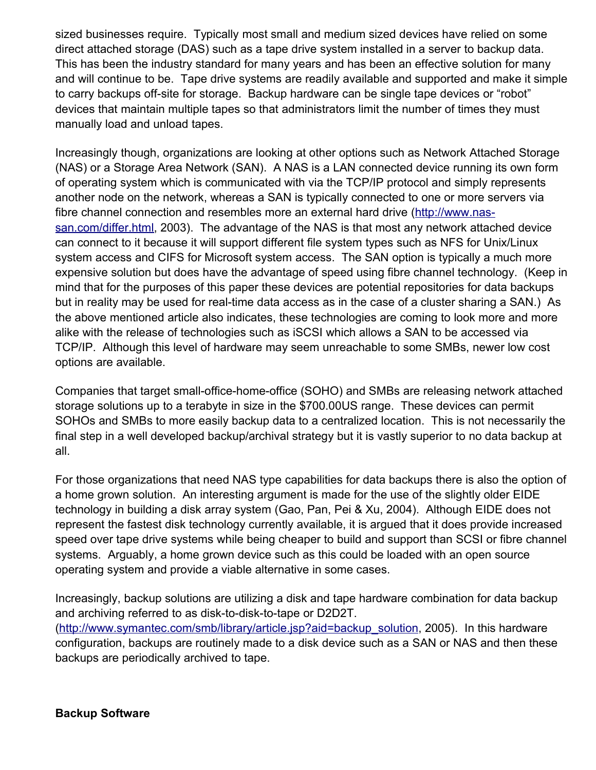sized businesses require. Typically most small and medium sized devices have relied on some direct attached storage (DAS) such as a tape drive system installed in a server to backup data. This has been the industry standard for many years and has been an effective solution for many and will continue to be. Tape drive systems are readily available and supported and make it simple to carry backups off-site for storage. Backup hardware can be single tape devices or “robot” devices that maintain multiple tapes so that administrators limit the number of times they must manually load and unload tapes.

Increasingly though, organizations are looking at other options such as Network Attached Storage (NAS) or a Storage Area Network (SAN). A NAS is a LAN connected device running its own form of operating system which is communicated with via the TCP/IP protocol and simply represents another node on the network, whereas a SAN is typically connected to one or more servers via fibre channel connection and resembles more an external hard drive ([http://www.nas-san.com/differ.html](http://www.nas-san.com/differ.html), 2003). The advantage of the NAS is that most any network attached device can connect to it because it will support different file system types such as NFS for Unix/Linux system access and CIFS for Microsoft system access. The SAN option is typically a much more expensive solution but does have the advantage of speed using fibre channel technology. (Keep in mind that for the purposes of this paper these devices are potential repositories for data backups but in reality may be used for real-time data access as in the case of a cluster sharing a SAN.) As the above mentioned article also indicates, these technologies are coming to look more and more alike with the release of technologies such as iSCSI which allows a SAN to be accessed via TCP/IP. Although this level of hardware may seem unreachable to some SMBs, newer low cost options are available.

Companies that target small-office-home-office (SOHO) and SMBs are releasing network attached storage solutions up to a terabyte in size in the $700.00US range. These devices can permit SOHOs and SMBs to more easily backup data to a centralized location. This is not necessarily the final step in a well developed backup/archival strategy but it is vastly superior to no data backup at all.

For those organizations that need NAS type capabilities for data backups there is also the option of a home grown solution. An interesting argument is made for the use of the slightly older EIDE technology in building a disk array system (Gao, Pan, Pei & Xu, 2004). Although EIDE does not represent the fastest disk technology currently available, it is argued that it does provide increased speed over tape drive systems while being cheaper to build and support than SCSI or fibre channel systems. Arguably, a home grown device such as this could be loaded with an open source operating system and provide a viable alternative in some cases.

Increasingly, backup solutions are utilizing a disk and tape hardware combination for data backup and archiving referred to as disk-to-disk-to-tape or D2D2T. ([http://www.symantec.com/smb/library/article.jsp?aid=backup_solution](http://www.symantec.com/smb/library/article.jsp?aid=backup_solution), 2005). In this hardware configuration, backups are routinely made to a disk device such as a SAN or NAS and then these backups are periodically archived to tape.

**Backup Software**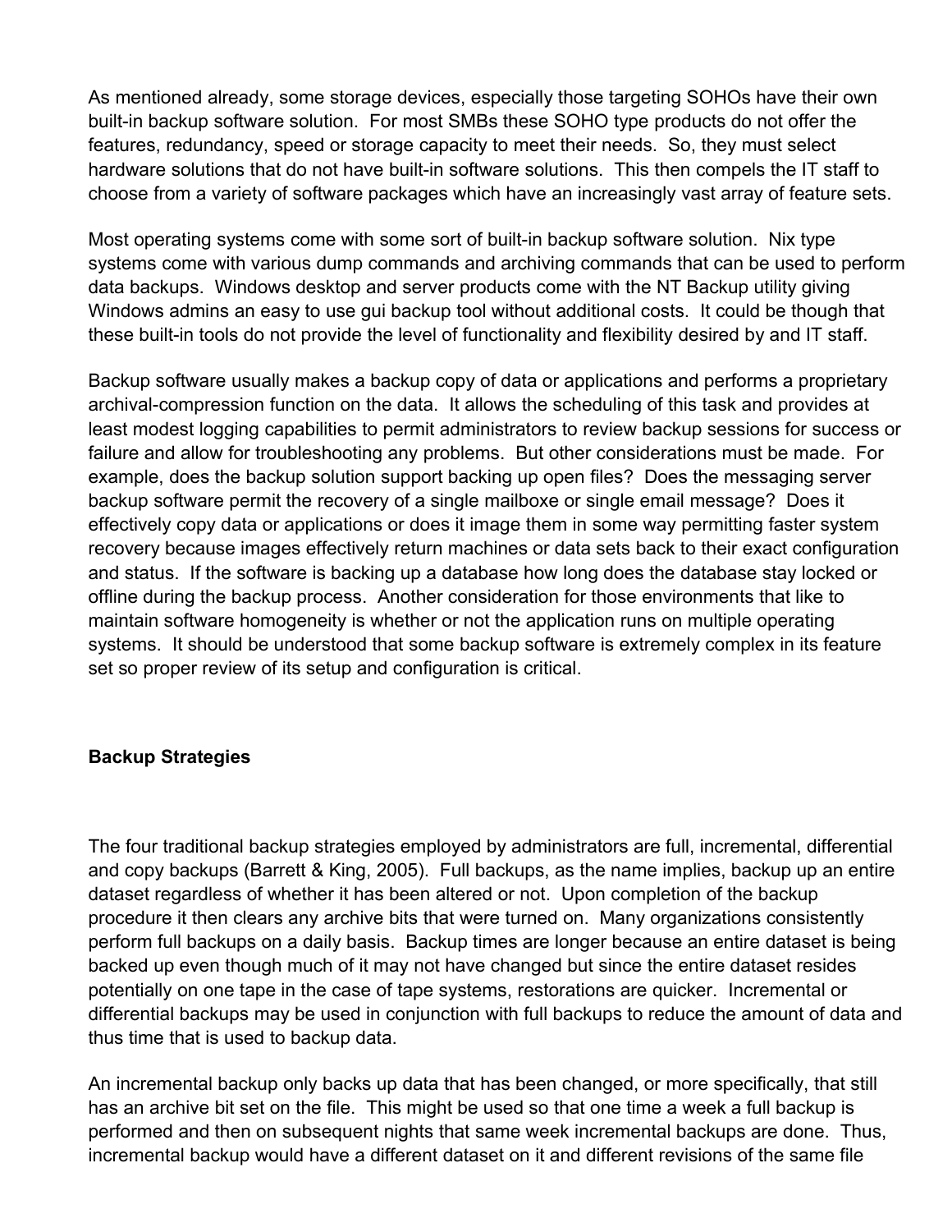As mentioned already, some storage devices, especially those targeting SOHOs have their own built-in backup software solution. For most SMBs these SOHO type products do not offer the features, redundancy, speed or storage capacity to meet their needs. So, they must select hardware solutions that do not have built-in software solutions. This then compels the IT staff to choose from a variety of software packages which have an increasingly vast array of feature sets.

Most operating systems come with some sort of built-in backup software solution. Nix type systems come with various dump commands and archiving commands that can be used to perform data backups. Windows desktop and server products come with the NT Backup utility giving Windows admins an easy to use gui backup tool without additional costs. It could be though that these built-in tools do not provide the level of functionality and flexibility desired by and IT staff.

Backup software usually makes a backup copy of data or applications and performs a proprietary archival-compression function on the data. It allows the scheduling of this task and provides at least modest logging capabilities to permit administrators to review backup sessions for success or failure and allow for troubleshooting any problems. But other considerations must be made. For example, does the backup solution support backing up open files? Does the messaging server backup software permit the recovery of a single mailboxe or single email message? Does it effectively copy data or applications or does it image them in some way permitting faster system recovery because images effectively return machines or data sets back to their exact configuration and status. If the software is backing up a database how long does the database stay locked or offline during the backup process. Another consideration for those environments that like to maintain software homogeneity is whether or not the application runs on multiple operating systems. It should be understood that some backup software is extremely complex in its feature set so proper review of its setup and configuration is critical.

**Backup Strategies**

The four traditional backup strategies employed by administrators are full, incremental, differential and copy backups (Barrett & King, 2005). Full backups, as the name implies, backup up an entire dataset regardless of whether it has been altered or not. Upon completion of the backup procedure it then clears any archive bits that were turned on. Many organizations consistently perform full backups on a daily basis. Backup times are longer because an entire dataset is being backed up even though much of it may not have changed but since the entire dataset resides potentially on one tape in the case of tape systems, restorations are quicker. Incremental or differential backups may be used in conjunction with full backups to reduce the amount of data and thus time that is used to backup data.

An incremental backup only backs up data that has been changed, or more specifically, that still has an archive bit set on the file. This might be used so that one time a week a full backup is performed and then on subsequent nights that same week incremental backups are done. Thus, incremental backup would have a different dataset on it and different revisions of the same file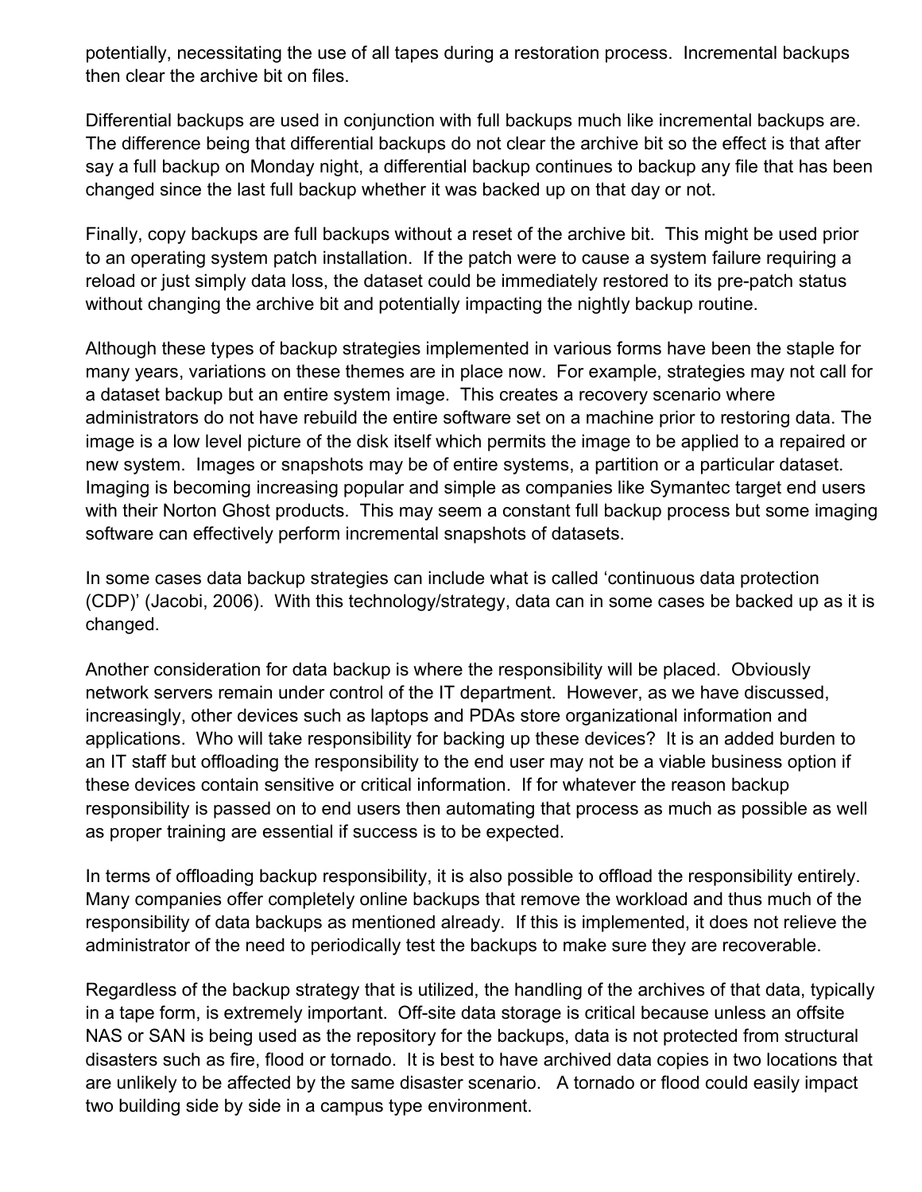potentially, necessitating the use of all tapes during a restoration process. Incremental backups then clear the archive bit on files.

Differential backups are used in conjunction with full backups much like incremental backups are. The difference being that differential backups do not clear the archive bit so the effect is that after say a full backup on Monday night, a differential backup continues to backup any file that has been changed since the last full backup whether it was backed up on that day or not.

Finally, copy backups are full backups without a reset of the archive bit. This might be used prior to an operating system patch installation. If the patch were to cause a system failure requiring a reload or just simply data loss, the dataset could be immediately restored to its pre-patch status without changing the archive bit and potentially impacting the nightly backup routine.

Although these types of backup strategies implemented in various forms have been the staple for many years, variations on these themes are in place now. For example, strategies may not call for a dataset backup but an entire system image. This creates a recovery scenario where administrators do not have rebuild the entire software set on a machine prior to restoring data. The image is a low level picture of the disk itself which permits the image to be applied to a repaired or new system. Images or snapshots may be of entire systems, a partition or a particular dataset. Imaging is becoming increasing popular and simple as companies like Symantec target end users with their Norton Ghost products. This may seem a constant full backup process but some imaging software can effectively perform incremental snapshots of datasets.

In some cases data backup strategies can include what is called 'continuous data protection (CDP)' (Jacobi, 2006). With this technology/strategy, data can in some cases be backed up as it is changed.

Another consideration for data backup is where the responsibility will be placed. Obviously network servers remain under control of the IT department. However, as we have discussed, increasingly, other devices such as laptops and PDAs store organizational information and applications. Who will take responsibility for backing up these devices? It is an added burden to an IT staff but offloading the responsibility to the end user may not be a viable business option if these devices contain sensitive or critical information. If for whatever the reason backup responsibility is passed on to end users then automating that process as much as possible as well as proper training are essential if success is to be expected.

In terms of offloading backup responsibility, it is also possible to offload the responsibility entirely. Many companies offer completely online backups that remove the workload and thus much of the responsibility of data backups as mentioned already. If this is implemented, it does not relieve the administrator of the need to periodically test the backups to make sure they are recoverable.

Regardless of the backup strategy that is utilized, the handling of the archives of that data, typically in a tape form, is extremely important. Off-site data storage is critical because unless an offsite NAS or SAN is being used as the repository for the backups, data is not protected from structural disasters such as fire, flood or tornado. It is best to have archived data copies in two locations that are unlikely to be affected by the same disaster scenario. A tornado or flood could easily impact two building side by side in a campus type environment.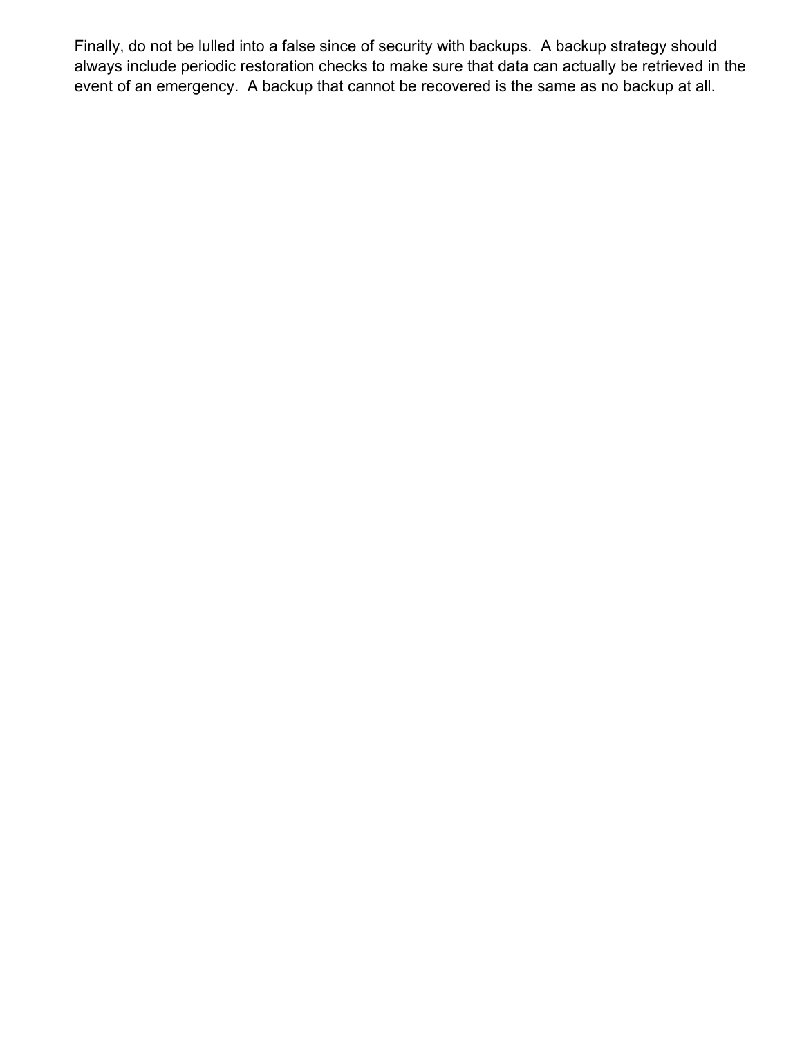Finally, do not be lulled into a false since of security with backups.  A backup strategy should always include periodic restoration checks to make sure that data can actually be retrieved in the event of an emergency.  A backup that cannot be recovered is the same as no backup at all.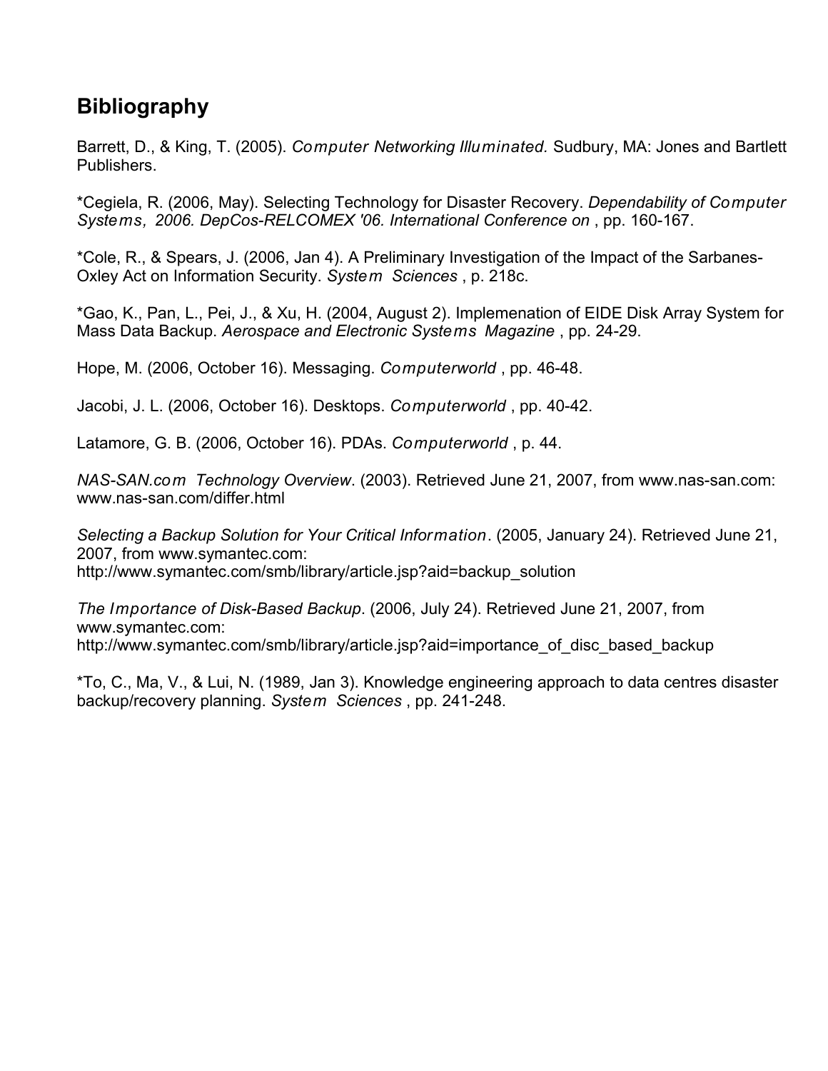## Bibliography

Barrett, D., & King, T. (2005). *Computer Networking Illuminated.* Sudbury, MA: Jones and Bartlett Publishers.

*Cegiela, R. (2006, May). Selecting Technology for Disaster Recovery. *Dependability of Computer Systems, 2006. DepCos-RELCOMEX '06. International Conference on* , pp. 160-167.

*Cole, R., & Spears, J. (2006, Jan 4). A Preliminary Investigation of the Impact of the Sarbanes-Oxley Act on Information Security. *System Sciences* , p. 218c.

*Gao, K., Pan, L., Pei, J., & Xu, H. (2004, August 2). Implemenation of EIDE Disk Array System for Mass Data Backup. *Aerospace and Electronic Systems Magazine* , pp. 24-29.

Hope, M. (2006, October 16). Messaging. *Computerworld* , pp. 46-48.

Jacobi, J. L. (2006, October 16). Desktops. *Computerworld* , pp. 40-42.

Latamore, G. B. (2006, October 16). PDAs. *Computerworld* , p. 44.

*NAS-SAN.com Technology Overview*. (2003). Retrieved June 21, 2007, from www.nas-san.com: www.nas-san.com/differ.html

*Selecting a Backup Solution for Your Critical Information*. (2005, January 24). Retrieved June 21, 2007, from www.symantec.com: http://www.symantec.com/smb/library/article.jsp?aid=backup_solution

*The Importance of Disk-Based Backup*. (2006, July 24). Retrieved June 21, 2007, from www.symantec.com: http://www.symantec.com/smb/library/article.jsp?aid=importance_of_disc_based_backup

*To, C., Ma, V., & Lui, N. (1989, Jan 3). Knowledge engineering approach to data centres disaster backup/recovery planning. *System Sciences* , pp. 241-248.